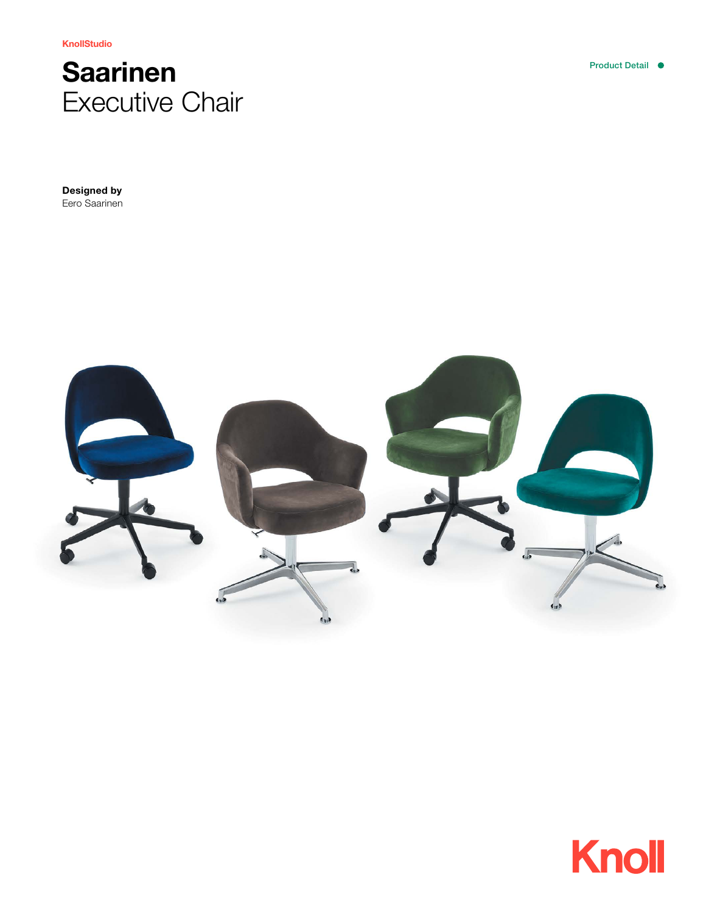KnollStudio

# Saarinen
Executive Chair

Product Detail

**Designed by**
Eero Saarinen

Knoll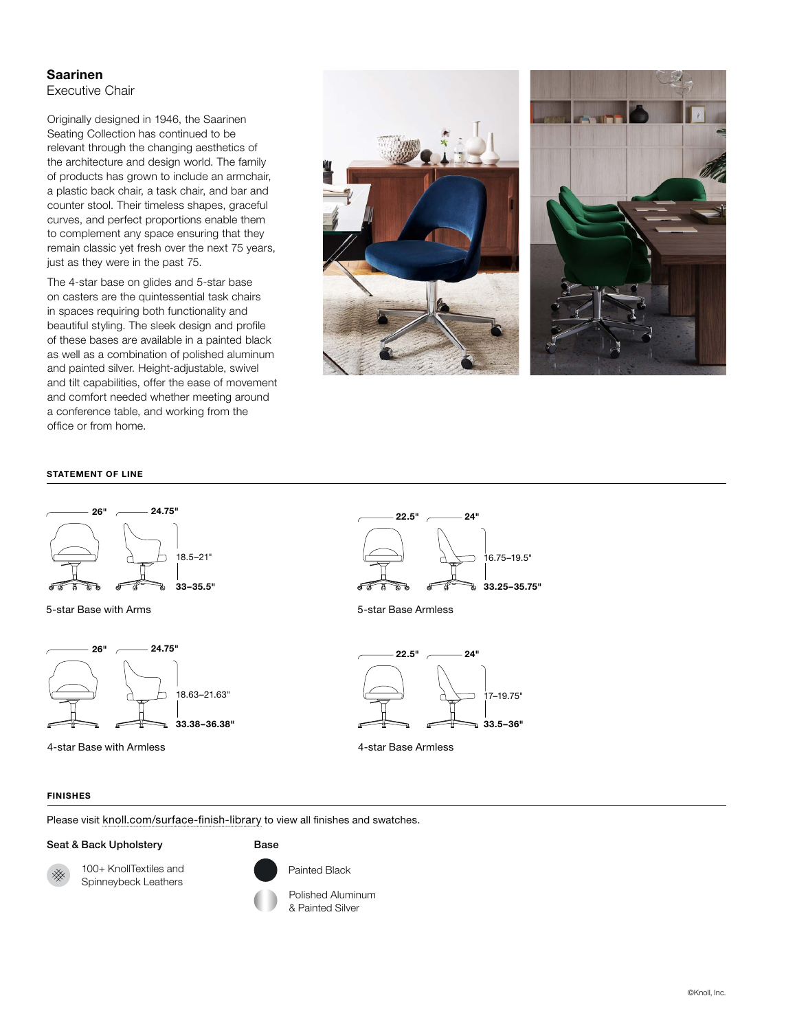**Saarinen**

Executive Chair

Originally designed in 1946, the Saarinen Seating Collection has continued to be relevant through the changing aesthetics of the architecture and design world. The family of products has grown to include an armchair, a plastic back chair, a task chair, and bar and counter stool. Their timeless shapes, graceful curves, and perfect proportions enable them to complement any space ensuring that they remain classic yet fresh over the next 75 years, just as they were in the past 75.

The 4-star base on glides and 5-star base on casters are the quintessential task chairs in spaces requiring both functionality and beautiful styling. The sleek design and profile of these bases are available in a painted black as well as a combination of polished aluminum and painted silver. Height-adjustable, swivel and tilt capabilities, offer the ease of movement and comfort needed whether meeting around a conference table, and working from the office or from home.

#### STATEMENT OF LINE

26"
24.75"
18.5–21"
33–35.5"

5-star Base with Arms

22.5"
24"
16.75–19.5"
33.25–35.75"

5-star Base Armless

26"
24.75"
18.63–21.63"
33.38–36.38"

4-star Base with Armless

22.5"
24"
17–19.75"
33.5–36"

4-star Base Armless

#### FINISHES

Please visit knoll.com/surface-finish-library to view all finishes and swatches.

**Seat & Back Upholstery**

100+ KnollTextiles and Spinneybeck Leathers

**Base**

Painted Black

Polished Aluminum & Painted Silver

©Knoll, Inc.